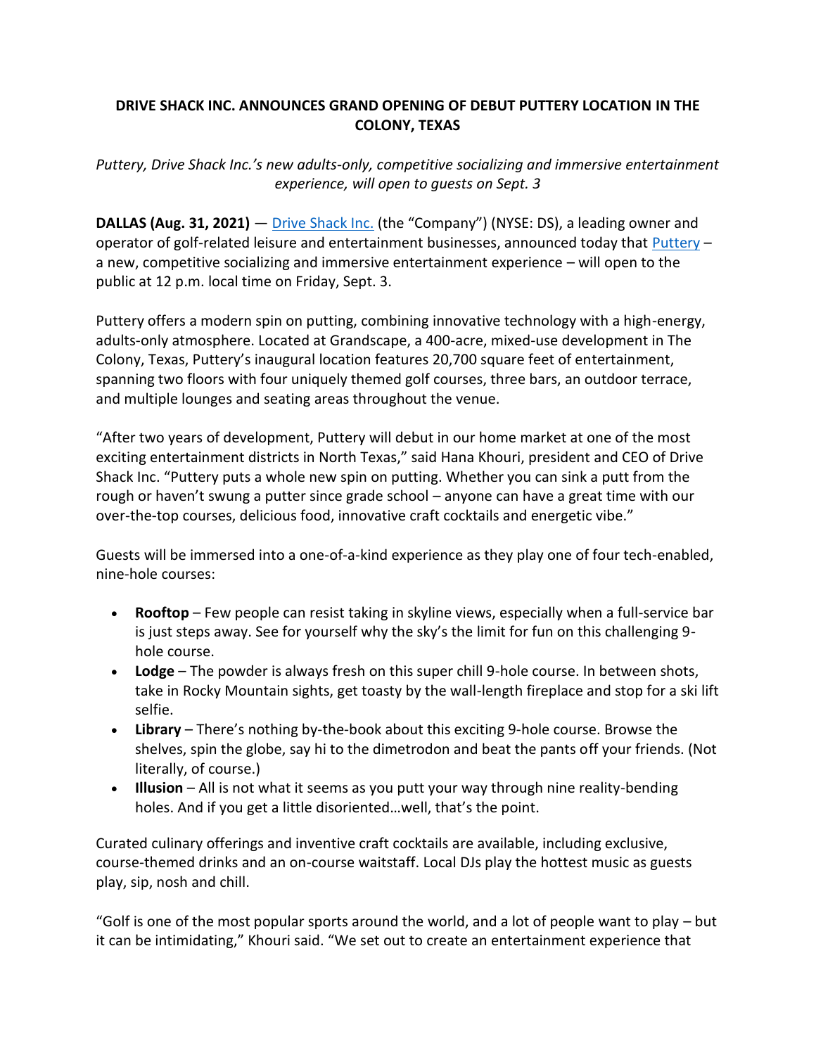# DRIVE SHACK INC. ANNOUNCES GRAND OPENING OF DEBUT PUTTERY LOCATION IN THE COLONY, TEXAS

*Puttery, Drive Shack Inc.'s new adults-only, competitive socializing and immersive entertainment experience, will open to guests on Sept. 3*

**DALLAS (Aug. 31, 2021)** — Drive Shack Inc. (the "Company") (NYSE: DS), a leading owner and operator of golf-related leisure and entertainment businesses, announced today that Puttery – a new, competitive socializing and immersive entertainment experience – will open to the public at 12 p.m. local time on Friday, Sept. 3.

Puttery offers a modern spin on putting, combining innovative technology with a high-energy, adults-only atmosphere. Located at Grandscape, a 400-acre, mixed-use development in The Colony, Texas, Puttery's inaugural location features 20,700 square feet of entertainment, spanning two floors with four uniquely themed golf courses, three bars, an outdoor terrace, and multiple lounges and seating areas throughout the venue.

"After two years of development, Puttery will debut in our home market at one of the most exciting entertainment districts in North Texas," said Hana Khouri, president and CEO of Drive Shack Inc. "Puttery puts a whole new spin on putting. Whether you can sink a putt from the rough or haven't swung a putter since grade school – anyone can have a great time with our over-the-top courses, delicious food, innovative craft cocktails and energetic vibe."

Guests will be immersed into a one-of-a-kind experience as they play one of four tech-enabled, nine-hole courses:

- **Rooftop** – Few people can resist taking in skyline views, especially when a full-service bar is just steps away. See for yourself why the sky's the limit for fun on this challenging 9-hole course.
- **Lodge** – The powder is always fresh on this super chill 9-hole course. In between shots, take in Rocky Mountain sights, get toasty by the wall-length fireplace and stop for a ski lift selfie.
- **Library** – There's nothing by-the-book about this exciting 9-hole course. Browse the shelves, spin the globe, say hi to the dimetrodon and beat the pants off your friends. (Not literally, of course.)
- **Illusion** – All is not what it seems as you putt your way through nine reality-bending holes. And if you get a little disoriented…well, that's the point.

Curated culinary offerings and inventive craft cocktails are available, including exclusive, course-themed drinks and an on-course waitstaff. Local DJs play the hottest music as guests play, sip, nosh and chill.

"Golf is one of the most popular sports around the world, and a lot of people want to play – but it can be intimidating," Khouri said. "We set out to create an entertainment experience that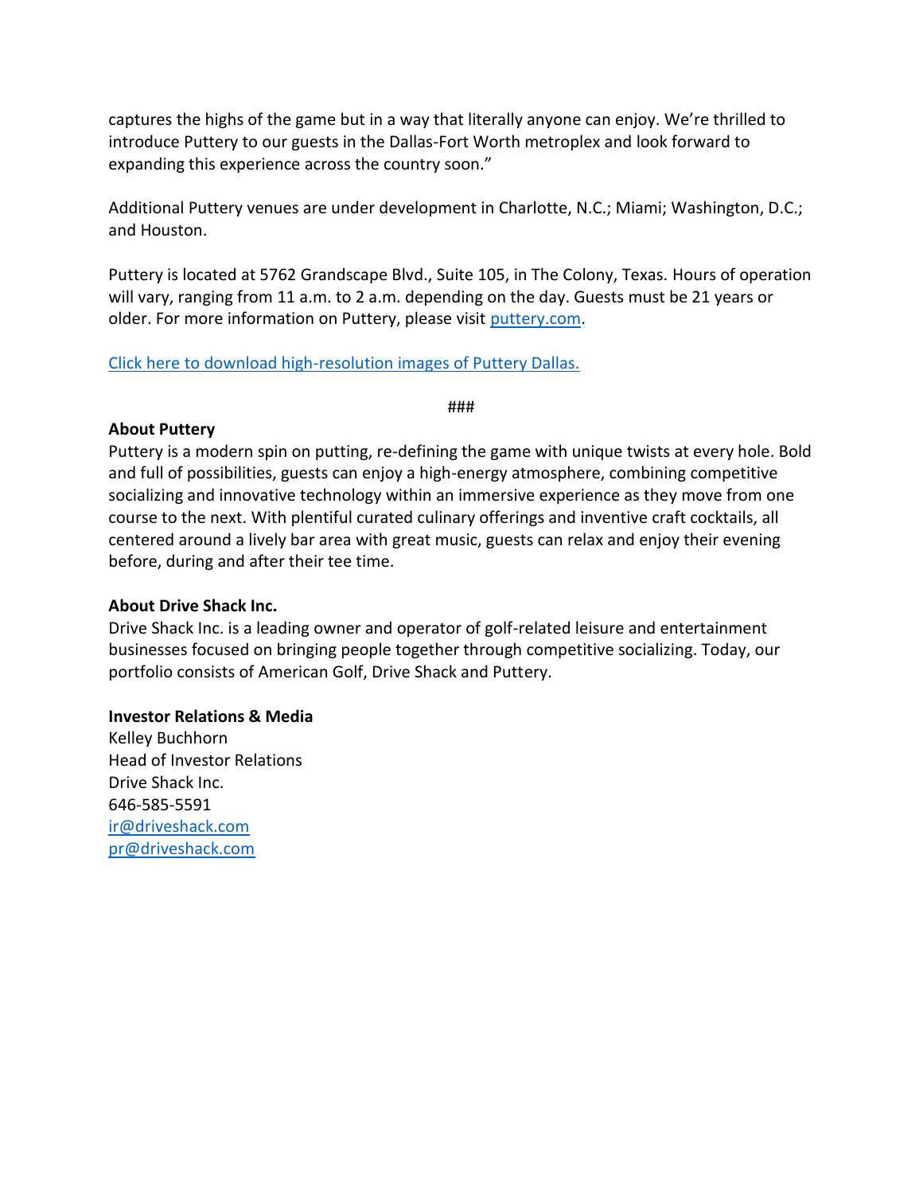captures the highs of the game but in a way that literally anyone can enjoy. We're thrilled to introduce Puttery to our guests in the Dallas-Fort Worth metroplex and look forward to expanding this experience across the country soon."

Additional Puttery venues are under development in Charlotte, N.C.; Miami; Washington, D.C.; and Houston.

Puttery is located at 5762 Grandscape Blvd., Suite 105, in The Colony, Texas. Hours of operation will vary, ranging from 11 a.m. to 2 a.m. depending on the day. Guests must be 21 years or older. For more information on Puttery, please visit puttery.com.

Click here to download high-resolution images of Puttery Dallas.

###

**About Puttery**

Puttery is a modern spin on putting, re-defining the game with unique twists at every hole. Bold and full of possibilities, guests can enjoy a high-energy atmosphere, combining competitive socializing and innovative technology within an immersive experience as they move from one course to the next. With plentiful curated culinary offerings and inventive craft cocktails, all centered around a lively bar area with great music, guests can relax and enjoy their evening before, during and after their tee time.

**About Drive Shack Inc.**

Drive Shack Inc. is a leading owner and operator of golf-related leisure and entertainment businesses focused on bringing people together through competitive socializing. Today, our portfolio consists of American Golf, Drive Shack and Puttery.

**Investor Relations & Media**

Kelley Buchhorn
Head of Investor Relations
Drive Shack Inc.
646-585-5591
ir@driveshack.com
pr@driveshack.com